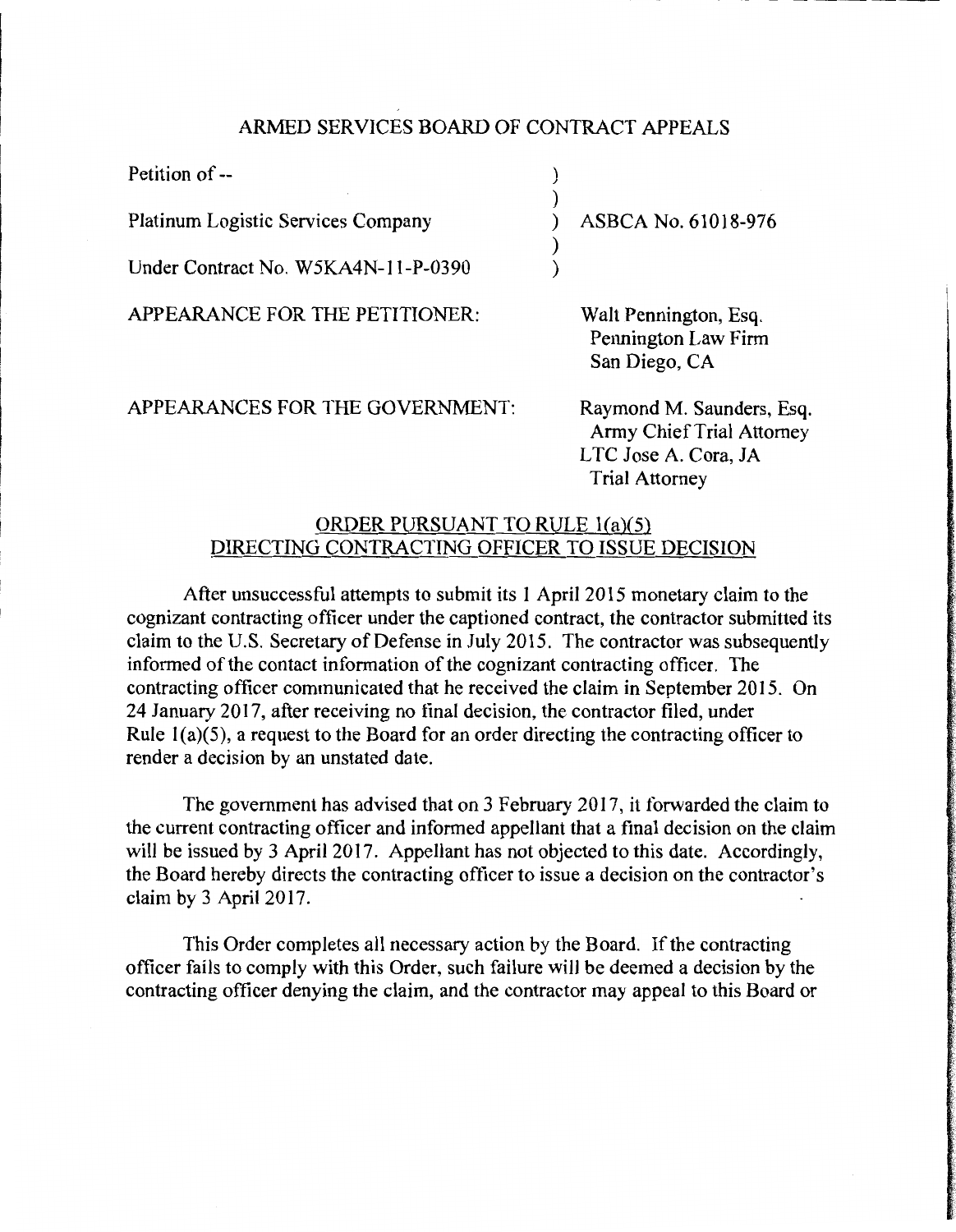ARMED SERVICES BOARD OF CONTRACT APPEALS

Petition of --

Platinum Logistic Services Company ) ASBCA No. 61018-976

Under Contract No. W5KA4N-11-P-0390

APPEARANCE FOR THE PETITIONER: Walt Pennington, Esq.
Pennington Law Firm
San Diego, CA

APPEARANCES FOR THE GOVERNMENT: Raymond M. Saunders, Esq.
Army Chief Trial Attorney
LTC Jose A. Cora, JA
Trial Attorney

## ORDER PURSUANT TO RULE 1(a)(5) DIRECTING CONTRACTING OFFICER TO ISSUE DECISION

After unsuccessful attempts to submit its 1 April 2015 monetary claim to the cognizant contracting officer under the captioned contract, the contractor submitted its claim to the U.S. Secretary of Defense in July 2015. The contractor was subsequently informed of the contact information of the cognizant contracting officer. The contracting officer communicated that he received the claim in September 2015. On 24 January 2017, after receiving no final decision, the contractor filed, under Rule 1(a)(5), a request to the Board for an order directing the contracting officer to render a decision by an unstated date.

The government has advised that on 3 February 2017, it forwarded the claim to the current contracting officer and informed appellant that a final decision on the claim will be issued by 3 April 2017. Appellant has not objected to this date. Accordingly, the Board hereby directs the contracting officer to issue a decision on the contractor's claim by 3 April 2017.

This Order completes all necessary action by the Board. If the contracting officer fails to comply with this Order, such failure will be deemed a decision by the contracting officer denying the claim, and the contractor may appeal to this Board or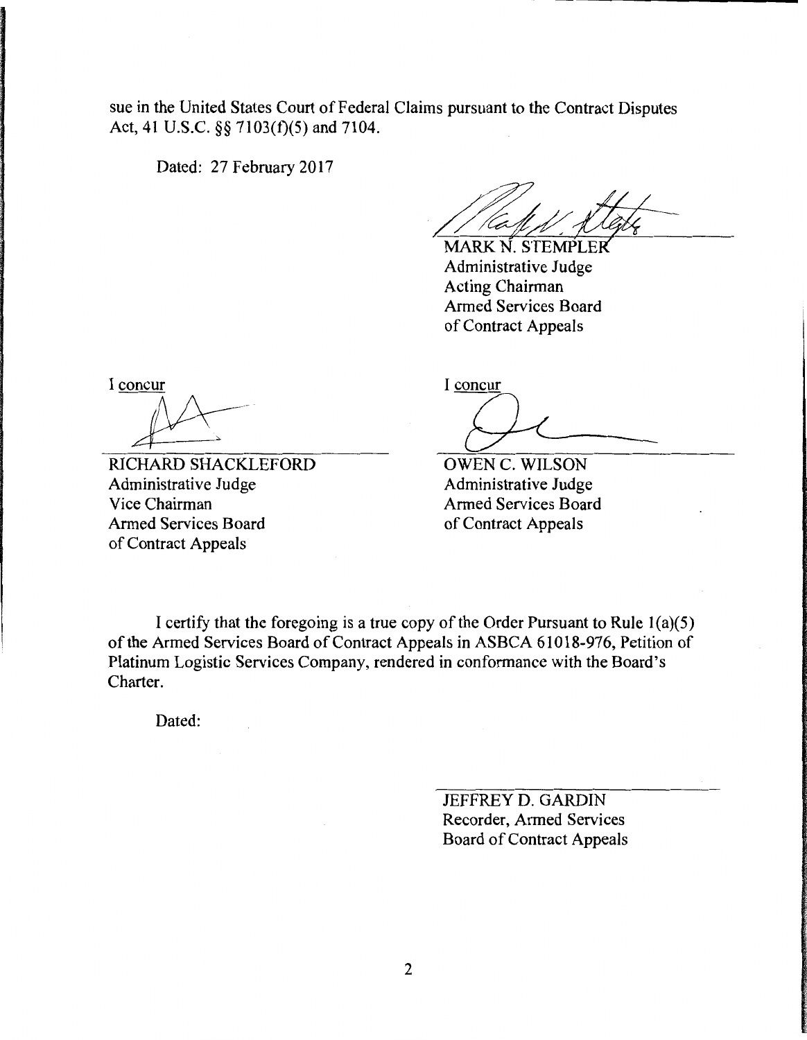sue in the United States Court of Federal Claims pursuant to the Contract Disputes Act, 41 U.S.C. §§ 7103(f)(5) and 7104.

Dated: 27 February 2017

MARK N. STEMPLER
Administrative Judge
Acting Chairman
Armed Services Board
of Contract Appeals

I concur

RICHARD SHACKLEFORD
Administrative Judge
Vice Chairman
Armed Services Board
of Contract Appeals

I concur

OWEN C. WILSON
Administrative Judge
Armed Services Board
of Contract Appeals

I certify that the foregoing is a true copy of the Order Pursuant to Rule 1(a)(5) of the Armed Services Board of Contract Appeals in ASBCA 61018-976, Petition of Platinum Logistic Services Company, rendered in conformance with the Board's Charter.

Dated:

JEFFREY D. GARDIN
Recorder, Armed Services
Board of Contract Appeals